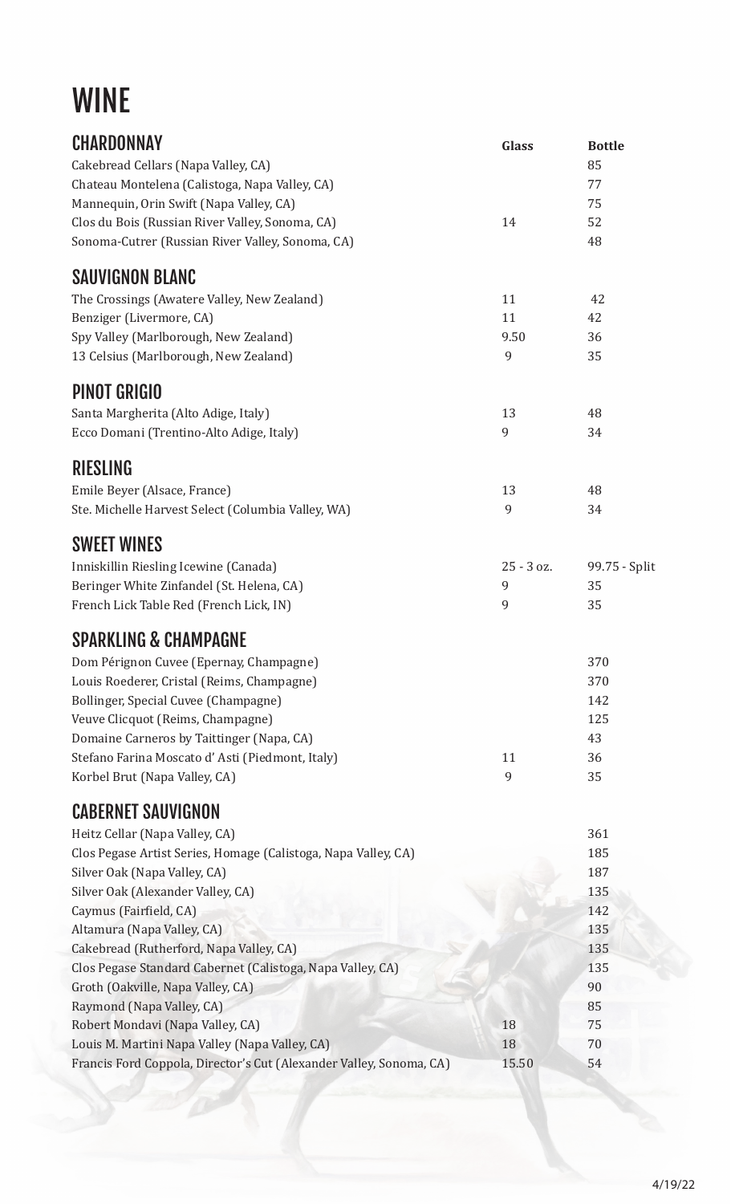# WINE

## CHARDONNAY

| | Glass | Bottle |
|---|---|---|
| Cakebread Cellars (Napa Valley, CA) | | 85 |
| Chateau Montelena (Calistoga, Napa Valley, CA) | | 77 |
| Mannequin, Orin Swift (Napa Valley, CA) | | 75 |
| Clos du Bois (Russian River Valley, Sonoma, CA) | 14 | 52 |
| Sonoma-Cutrer (Russian River Valley, Sonoma, CA) | | 48 |

## SAUVIGNON BLANC

| | Glass | Bottle |
|---|---|---|
| The Crossings (Awatere Valley, New Zealand) | 11 | 42 |
| Benziger (Livermore, CA) | 11 | 42 |
| Spy Valley (Marlborough, New Zealand) | 9.50 | 36 |
| 13 Celsius (Marlborough, New Zealand) | 9 | 35 |

## PINOT GRIGIO

| | Glass | Bottle |
|---|---|---|
| Santa Margherita (Alto Adige, Italy) | 13 | 48 |
| Ecco Domani (Trentino-Alto Adige, Italy) | 9 | 34 |

## RIESLING

| | Glass | Bottle |
|---|---|---|
| Emile Beyer (Alsace, France) | 13 | 48 |
| Ste. Michelle Harvest Select (Columbia Valley, WA) | 9 | 34 |

## SWEET WINES

| | Glass | Bottle |
|---|---|---|
| Inniskillin Riesling Icewine (Canada) | 25 - 3 oz. | 99.75 - Split |
| Beringer White Zinfandel (St. Helena, CA) | 9 | 35 |
| French Lick Table Red (French Lick, IN) | 9 | 35 |

## SPARKLING & CHAMPAGNE

| | Glass | Bottle |
|---|---|---|
| Dom Pérignon Cuvee (Epernay, Champagne) | | 370 |
| Louis Roederer, Cristal (Reims, Champagne) | | 370 |
| Bollinger, Special Cuvee (Champagne) | | 142 |
| Veuve Clicquot (Reims, Champagne) | | 125 |
| Domaine Carneros by Taittinger (Napa, CA) | | 43 |
| Stefano Farina Moscato d' Asti (Piedmont, Italy) | 11 | 36 |
| Korbel Brut (Napa Valley, CA) | 9 | 35 |

## CABERNET SAUVIGNON

| | Glass | Bottle |
|---|---|---|
| Heitz Cellar (Napa Valley, CA) | | 361 |
| Clos Pegase Artist Series, Homage (Calistoga, Napa Valley, CA) | | 185 |
| Silver Oak (Napa Valley, CA) | | 187 |
| Silver Oak (Alexander Valley, CA) | | 135 |
| Caymus (Fairfield, CA) | | 142 |
| Altamura (Napa Valley, CA) | | 135 |
| Cakebread (Rutherford, Napa Valley, CA) | | 135 |
| Clos Pegase Standard Cabernet (Calistoga, Napa Valley, CA) | | 135 |
| Groth (Oakville, Napa Valley, CA) | | 90 |
| Raymond (Napa Valley, CA) | | 85 |
| Robert Mondavi (Napa Valley, CA) | 18 | 75 |
| Louis M. Martini Napa Valley (Napa Valley, CA) | 18 | 70 |
| Francis Ford Coppola, Director's Cut (Alexander Valley, Sonoma, CA) | 15.50 | 54 |

4/19/22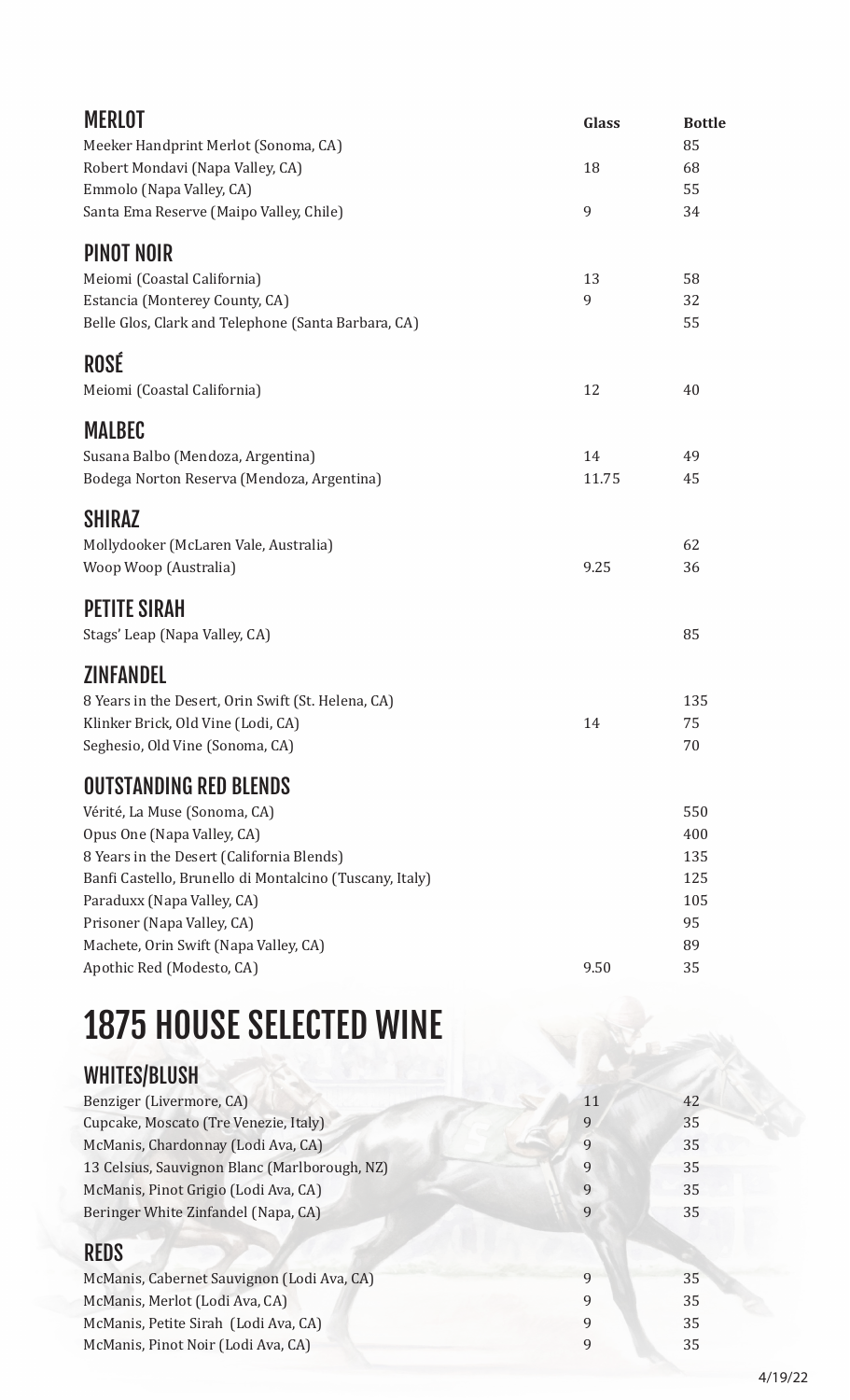## MERLOT

| | Glass | Bottle |
|---|---|---|
| Meeker Handprint Merlot (Sonoma, CA) | | 85 |
| Robert Mondavi (Napa Valley, CA) | 18 | 68 |
| Emmolo (Napa Valley, CA) | | 55 |
| Santa Ema Reserve (Maipo Valley, Chile) | 9 | 34 |

## PINOT NOIR

| | Glass | Bottle |
|---|---|---|
| Meiomi (Coastal California) | 13 | 58 |
| Estancia (Monterey County, CA) | 9 | 32 |
| Belle Glos, Clark and Telephone (Santa Barbara, CA) | | 55 |

## ROSÉ

| | Glass | Bottle |
|---|---|---|
| Meiomi (Coastal California) | 12 | 40 |

## MALBEC

| | Glass | Bottle |
|---|---|---|
| Susana Balbo (Mendoza, Argentina) | 14 | 49 |
| Bodega Norton Reserva (Mendoza, Argentina) | 11.75 | 45 |

## SHIRAZ

| | Glass | Bottle |
|---|---|---|
| Mollydooker (McLaren Vale, Australia) | | 62 |
| Woop Woop (Australia) | 9.25 | 36 |

## PETITE SIRAH

| | Glass | Bottle |
|---|---|---|
| Stags' Leap (Napa Valley, CA) | | 85 |

## ZINFANDEL

| | Glass | Bottle |
|---|---|---|
| 8 Years in the Desert, Orin Swift (St. Helena, CA) | | 135 |
| Klinker Brick, Old Vine (Lodi, CA) | 14 | 75 |
| Seghesio, Old Vine (Sonoma, CA) | | 70 |

## OUTSTANDING RED BLENDS

| | Glass | Bottle |
|---|---|---|
| Vérité, La Muse (Sonoma, CA) | | 550 |
| Opus One (Napa Valley, CA) | | 400 |
| 8 Years in the Desert (California Blends) | | 135 |
| Banfi Castello, Brunello di Montalcino (Tuscany, Italy) | | 125 |
| Paraduxx (Napa Valley, CA) | | 105 |
| Prisoner (Napa Valley, CA) | | 95 |
| Machete, Orin Swift (Napa Valley, CA) | | 89 |
| Apothic Red (Modesto, CA) | 9.50 | 35 |

# 1875 HOUSE SELECTED WINE

## WHITES/BLUSH

| | Glass | Bottle |
|---|---|---|
| Benziger (Livermore, CA) | 11 | 42 |
| Cupcake, Moscato (Tre Venezie, Italy) | 9 | 35 |
| McManis, Chardonnay (Lodi Ava, CA) | 9 | 35 |
| 13 Celsius, Sauvignon Blanc (Marlborough, NZ) | 9 | 35 |
| McManis, Pinot Grigio (Lodi Ava, CA) | 9 | 35 |
| Beringer White Zinfandel (Napa, CA) | 9 | 35 |

## REDS

| | Glass | Bottle |
|---|---|---|
| McManis, Cabernet Sauvignon (Lodi Ava, CA) | 9 | 35 |
| McManis, Merlot (Lodi Ava, CA) | 9 | 35 |
| McManis, Petite Sirah (Lodi Ava, CA) | 9 | 35 |
| McManis, Pinot Noir (Lodi Ava, CA) | 9 | 35 |

4/19/22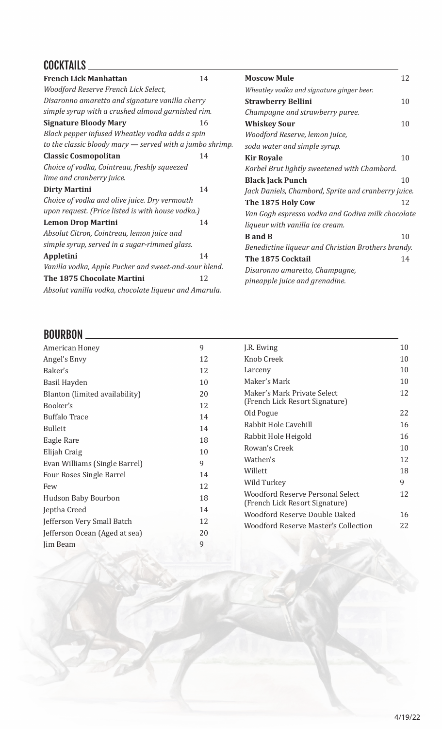## COCKTAILS

**French Lick Manhattan** 14
*Woodford Reserve French Lick Select, Disaronno amaretto and signature vanilla cherry simple syrup with a crushed almond garnished rim.*

**Signature Bloody Mary** 16
*Black pepper infused Wheatley vodka adds a spin to the classic bloody mary — served with a jumbo shrimp.*

**Classic Cosmopolitan** 14
*Choice of vodka, Cointreau, freshly squeezed lime and cranberry juice.*

**Dirty Martini** 14
*Choice of vodka and olive juice. Dry vermouth upon request. (Price listed is with house vodka.)*

**Lemon Drop Martini** 14
*Absolut Citron, Cointreau, lemon juice and simple syrup, served in a sugar-rimmed glass.*

**Appletini** 14
*Vanilla vodka, Apple Pucker and sweet-and-sour blend.*

**The 1875 Chocolate Martini** 12
*Absolut vanilla vodka, chocolate liqueur and Amarula.*

**Moscow Mule** 12
*Wheatley vodka and signature ginger beer.*

**Strawberry Bellini** 10
*Champagne and strawberry puree.*

**Whiskey Sour** 10
*Woodford Reserve, lemon juice, soda water and simple syrup.*

**Kir Royale** 10
*Korbel Brut lightly sweetened with Chambord.*

**Black Jack Punch** 10
*Jack Daniels, Chambord, Sprite and cranberry juice.*

**The 1875 Holy Cow** 12
*Van Gogh espresso vodka and Godiva milk chocolate liqueur with vanilla ice cream.*

**B and B** 10
*Benedictine liqueur and Christian Brothers brandy.*

**The 1875 Cocktail** 14
*Disaronno amaretto, Champagne, pineapple juice and grenadine.*

## BOURBON

| Bourbon | Price |
|---|---|
| American Honey | 9 |
| Angel's Envy | 12 |
| Baker's | 12 |
| Basil Hayden | 10 |
| Blanton (limited availability) | 20 |
| Booker's | 12 |
| Buffalo Trace | 14 |
| Bulleit | 14 |
| Eagle Rare | 18 |
| Elijah Craig | 10 |
| Evan Williams (Single Barrel) | 9 |
| Four Roses Single Barrel | 14 |
| Few | 12 |
| Hudson Baby Bourbon | 18 |
| Jeptha Creed | 14 |
| Jefferson Very Small Batch | 12 |
| Jefferson Ocean (Aged at sea) | 20 |
| Jim Beam | 9 |
| J.R. Ewing | 10 |
| Knob Creek | 10 |
| Larceny | 10 |
| Maker's Mark | 10 |
| Maker's Mark Private Select (French Lick Resort Signature) | 12 |
| Old Pogue | 22 |
| Rabbit Hole Cavehill | 16 |
| Rabbit Hole Heigold | 16 |
| Rowan's Creek | 10 |
| Wathen's | 12 |
| Willett | 18 |
| Wild Turkey | 9 |
| Woodford Reserve Personal Select (French Lick Resort Signature) | 12 |
| Woodford Reserve Double Oaked | 16 |
| Woodford Reserve Master's Collection | 22 |

4/19/22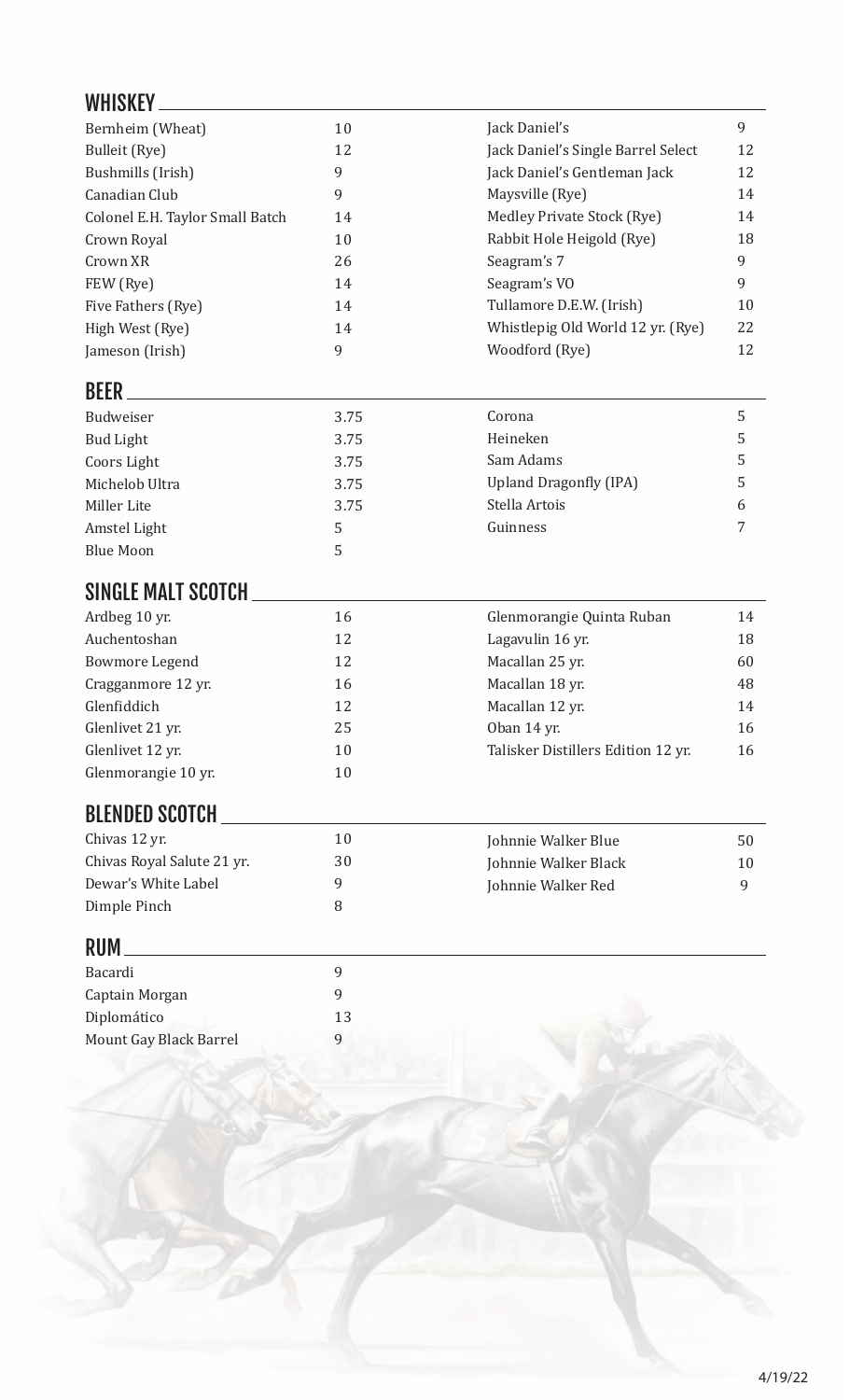## WHISKEY

| | | | |
|---|---|---|---|
| Bernheim (Wheat) | 10 | Jack Daniel's | 9 |
| Bulleit (Rye) | 12 | Jack Daniel's Single Barrel Select | 12 |
| Bushmills (Irish) | 9 | Jack Daniel's Gentleman Jack | 12 |
| Canadian Club | 9 | Maysville (Rye) | 14 |
| Colonel E.H. Taylor Small Batch | 14 | Medley Private Stock (Rye) | 14 |
| Crown Royal | 10 | Rabbit Hole Heigold (Rye) | 18 |
| Crown XR | 26 | Seagram's 7 | 9 |
| FEW (Rye) | 14 | Seagram's VO | 9 |
| Five Fathers (Rye) | 14 | Tullamore D.E.W. (Irish) | 10 |
| High West (Rye) | 14 | Whistlepig Old World 12 yr. (Rye) | 22 |
| Jameson (Irish) | 9 | Woodford (Rye) | 12 |

## BEER

| | | | |
|---|---|---|---|
| Budweiser | 3.75 | Corona | 5 |
| Bud Light | 3.75 | Heineken | 5 |
| Coors Light | 3.75 | Sam Adams | 5 |
| Michelob Ultra | 3.75 | Upland Dragonfly (IPA) | 5 |
| Miller Lite | 3.75 | Stella Artois | 6 |
| Amstel Light | 5 | Guinness | 7 |
| Blue Moon | 5 | | |

## SINGLE MALT SCOTCH

| | | | |
|---|---|---|---|
| Ardbeg 10 yr. | 16 | Glenmorangie Quinta Ruban | 14 |
| Auchentoshan | 12 | Lagavulin 16 yr. | 18 |
| Bowmore Legend | 12 | Macallan 25 yr. | 60 |
| Cragganmore 12 yr. | 16 | Macallan 18 yr. | 48 |
| Glenfiddich | 12 | Macallan 12 yr. | 14 |
| Glenlivet 21 yr. | 25 | Oban 14 yr. | 16 |
| Glenlivet 12 yr. | 10 | Talisker Distillers Edition 12 yr. | 16 |
| Glenmorangie 10 yr. | 10 | | |

## BLENDED SCOTCH

| | | | |
|---|---|---|---|
| Chivas 12 yr. | 10 | Johnnie Walker Blue | 50 |
| Chivas Royal Salute 21 yr. | 30 | Johnnie Walker Black | 10 |
| Dewar's White Label | 9 | Johnnie Walker Red | 9 |
| Dimple Pinch | 8 | | |

## RUM

| | |
|---|---|
| Bacardi | 9 |
| Captain Morgan | 9 |
| Diplomático | 13 |
| Mount Gay Black Barrel | 9 |

4/19/22